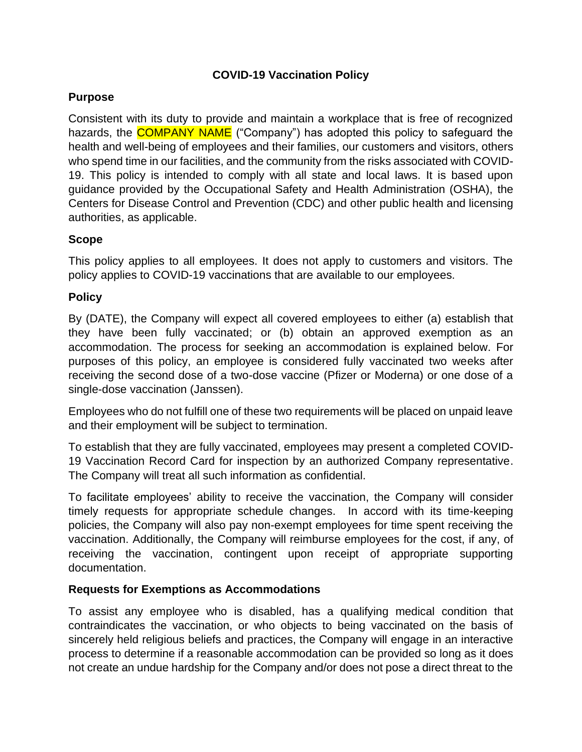# COVID-19 Vaccination Policy

## Purpose

Consistent with its duty to provide and maintain a workplace that is free of recognized hazards, the COMPANY NAME ("Company") has adopted this policy to safeguard the health and well-being of employees and their families, our customers and visitors, others who spend time in our facilities, and the community from the risks associated with COVID-19. This policy is intended to comply with all state and local laws. It is based upon guidance provided by the Occupational Safety and Health Administration (OSHA), the Centers for Disease Control and Prevention (CDC) and other public health and licensing authorities, as applicable.

## Scope

This policy applies to all employees. It does not apply to customers and visitors. The policy applies to COVID-19 vaccinations that are available to our employees.

## Policy

By (DATE), the Company will expect all covered employees to either (a) establish that they have been fully vaccinated; or (b) obtain an approved exemption as an accommodation. The process for seeking an accommodation is explained below. For purposes of this policy, an employee is considered fully vaccinated two weeks after receiving the second dose of a two-dose vaccine (Pfizer or Moderna) or one dose of a single-dose vaccination (Janssen).

Employees who do not fulfill one of these two requirements will be placed on unpaid leave and their employment will be subject to termination.

To establish that they are fully vaccinated, employees may present a completed COVID-19 Vaccination Record Card for inspection by an authorized Company representative. The Company will treat all such information as confidential.

To facilitate employees' ability to receive the vaccination, the Company will consider timely requests for appropriate schedule changes. In accord with its time-keeping policies, the Company will also pay non-exempt employees for time spent receiving the vaccination. Additionally, the Company will reimburse employees for the cost, if any, of receiving the vaccination, contingent upon receipt of appropriate supporting documentation.

## Requests for Exemptions as Accommodations

To assist any employee who is disabled, has a qualifying medical condition that contraindicates the vaccination, or who objects to being vaccinated on the basis of sincerely held religious beliefs and practices, the Company will engage in an interactive process to determine if a reasonable accommodation can be provided so long as it does not create an undue hardship for the Company and/or does not pose a direct threat to the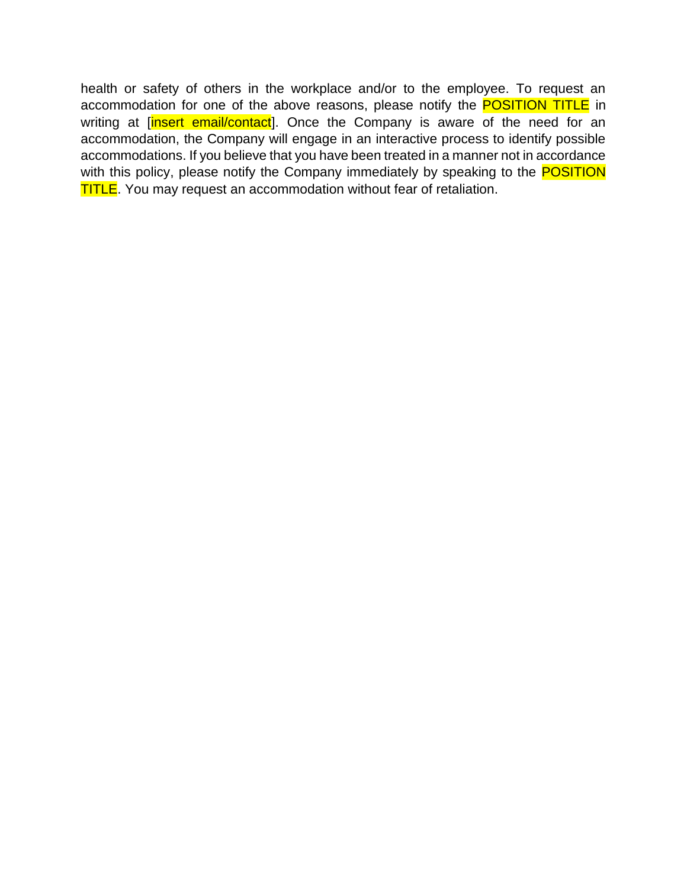health or safety of others in the workplace and/or to the employee. To request an accommodation for one of the above reasons, please notify the POSITION TITLE in writing at [insert email/contact]. Once the Company is aware of the need for an accommodation, the Company will engage in an interactive process to identify possible accommodations. If you believe that you have been treated in a manner not in accordance with this policy, please notify the Company immediately by speaking to the POSITION TITLE. You may request an accommodation without fear of retaliation.